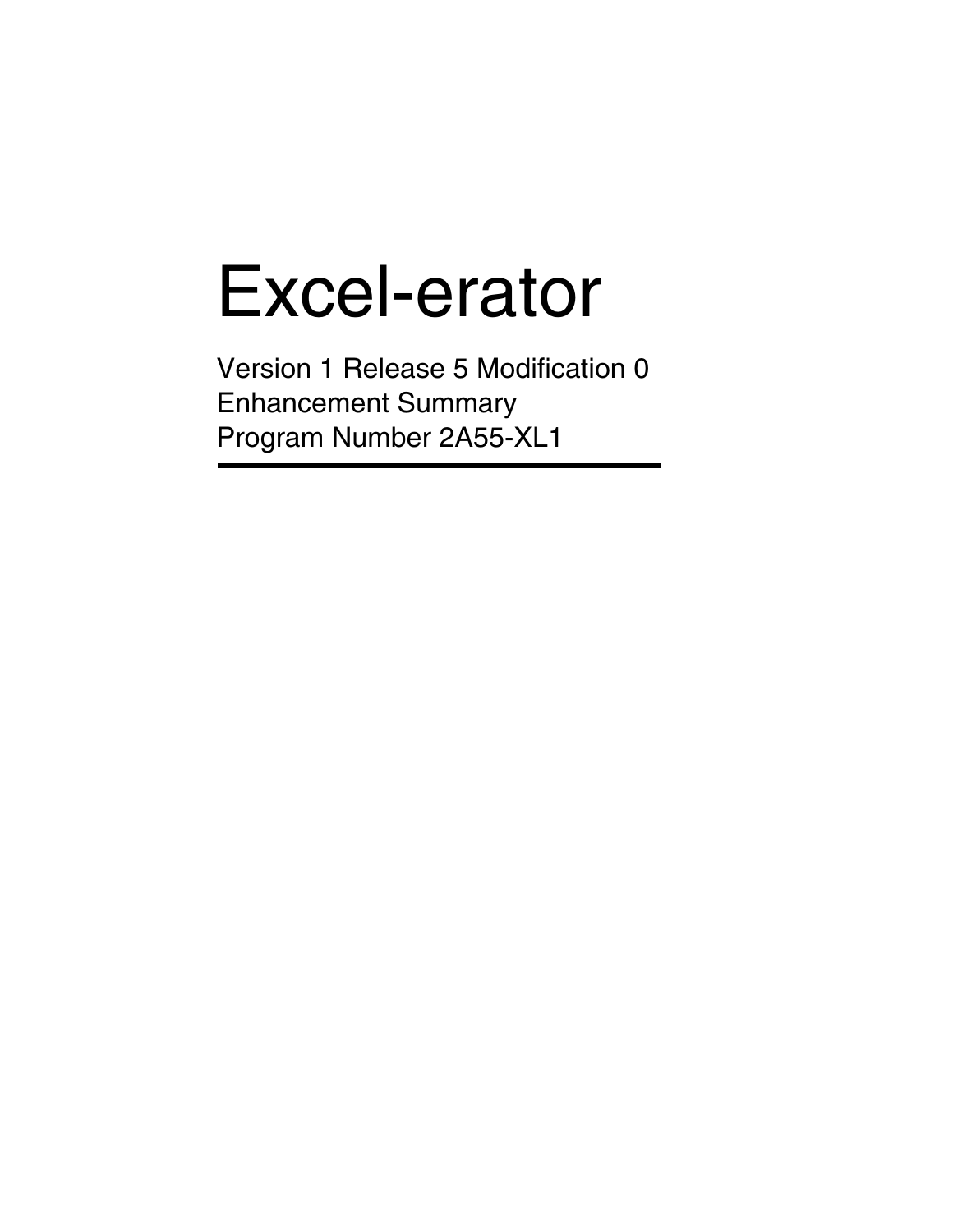# Excel-erator

Version 1 Release 5 Modification 0
Enhancement Summary
Program Number 2A55-XL1

---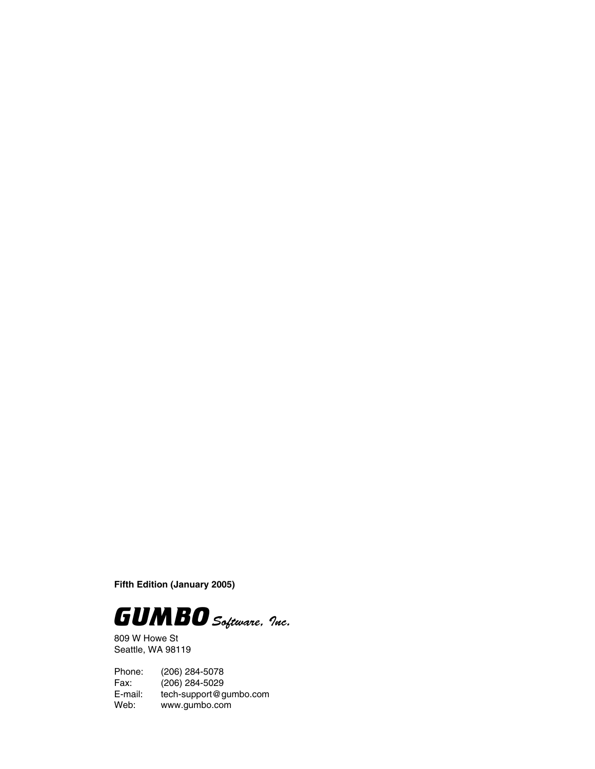**Fifth Edition (January 2005)**

***GUMBO*** *Software, Inc.*

809 W Howe St
Seattle, WA 98119

Phone: (206) 284-5078
Fax: (206) 284-5029
E-mail: tech-support@gumbo.com
Web: www.gumbo.com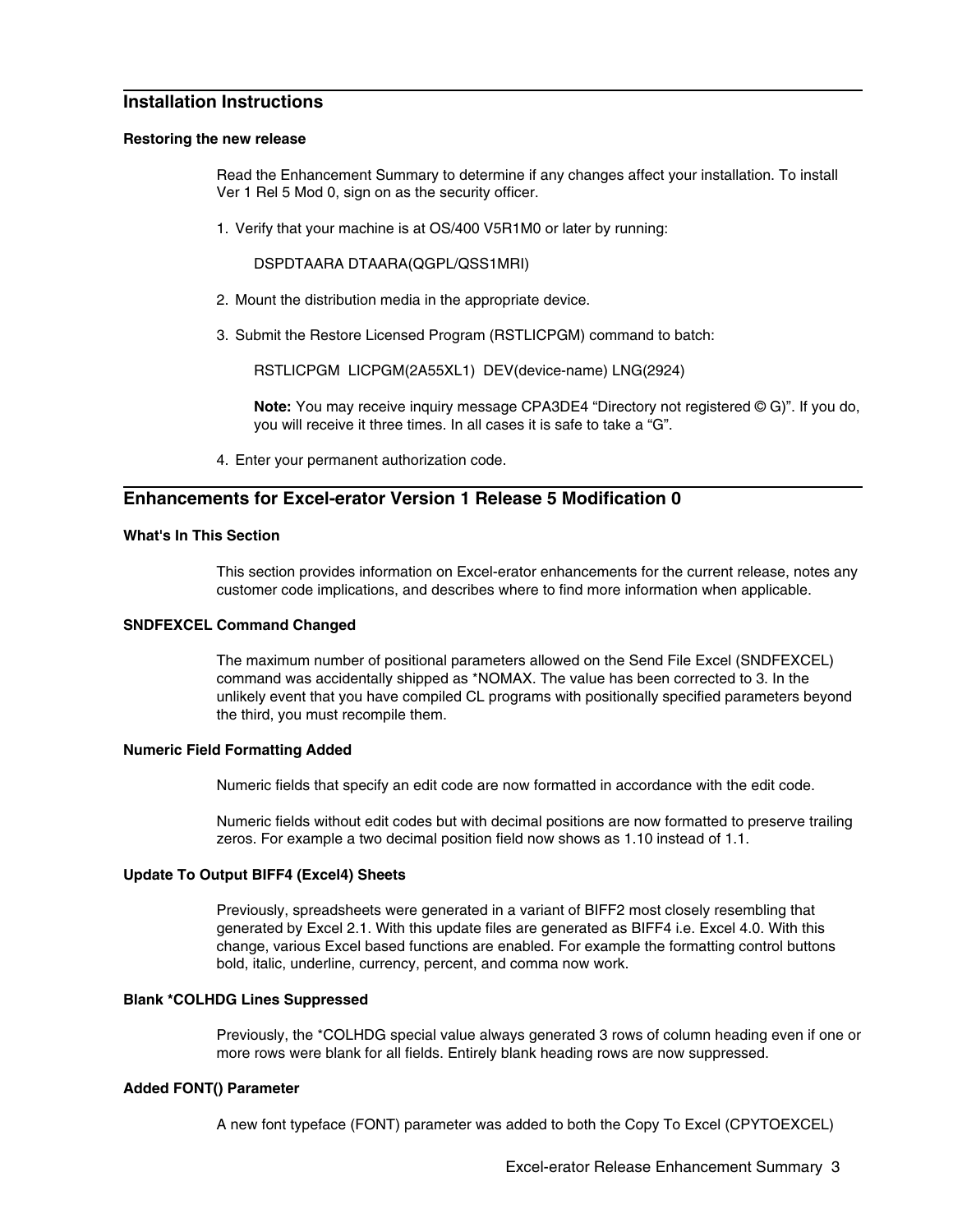## Installation Instructions

### Restoring the new release

Read the Enhancement Summary to determine if any changes affect your installation. To install Ver 1 Rel 5 Mod 0, sign on as the security officer.

1. Verify that your machine is at OS/400 V5R1M0 or later by running:

   ```
   DSPDTAARA DTAARA(QGPL/QSS1MRI)
   ```

2. Mount the distribution media in the appropriate device.

3. Submit the Restore Licensed Program (RSTLICPGM) command to batch:

   ```
   RSTLICPGM  LICPGM(2A55XL1)  DEV(device-name) LNG(2924)
   ```

   **Note:** You may receive inquiry message CPA3DE4 “Directory not registered © G)”. If you do, you will receive it three times. In all cases it is safe to take a “G”.

4. Enter your permanent authorization code.

## Enhancements for Excel-erator Version 1 Release 5 Modification 0

### What's In This Section

This section provides information on Excel-erator enhancements for the current release, notes any customer code implications, and describes where to find more information when applicable.

### SNDFEXCEL Command Changed

The maximum number of positional parameters allowed on the Send File Excel (SNDFEXCEL) command was accidentally shipped as *NOMAX. The value has been corrected to 3. In the unlikely event that you have compiled CL programs with positionally specified parameters beyond the third, you must recompile them.

### Numeric Field Formatting Added

Numeric fields that specify an edit code are now formatted in accordance with the edit code.

Numeric fields without edit codes but with decimal positions are now formatted to preserve trailing zeros. For example a two decimal position field now shows as 1.10 instead of 1.1.

### Update To Output BIFF4 (Excel4) Sheets

Previously, spreadsheets were generated in a variant of BIFF2 most closely resembling that generated by Excel 2.1. With this update files are generated as BIFF4 i.e. Excel 4.0. With this change, various Excel based functions are enabled. For example the formatting control buttons bold, italic, underline, currency, percent, and comma now work.

### Blank *COLHDG Lines Suppressed

Previously, the *COLHDG special value always generated 3 rows of column heading even if one or more rows were blank for all fields. Entirely blank heading rows are now suppressed.

### Added FONT() Parameter

A new font typeface (FONT) parameter was added to both the Copy To Excel (CPYTOEXCEL)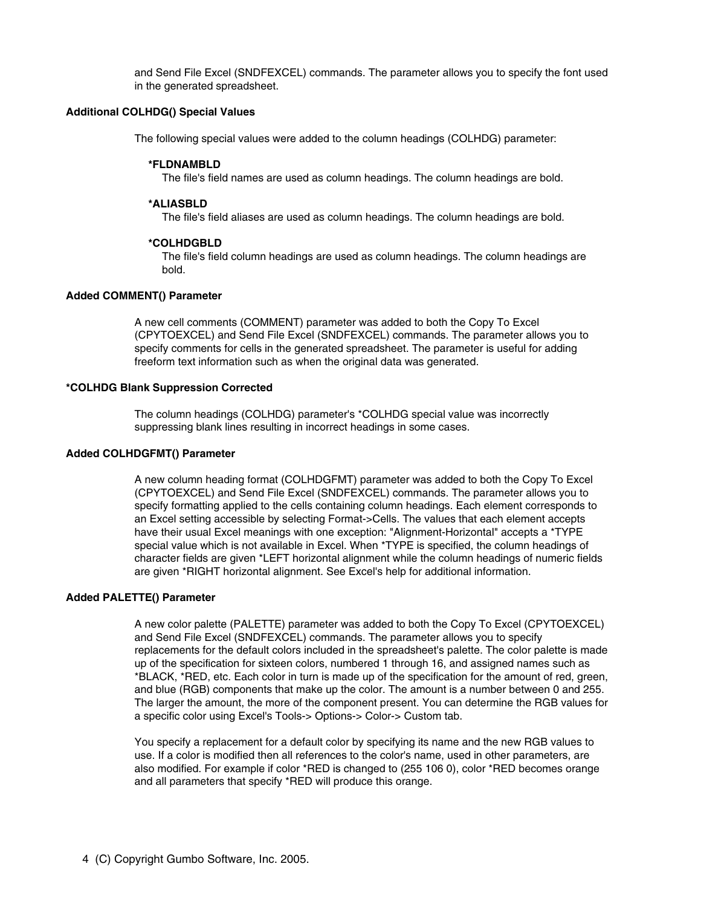and Send File Excel (SNDFEXCEL) commands. The parameter allows you to specify the font used in the generated spreadsheet.

### Additional COLHDG() Special Values

The following special values were added to the column headings (COLHDG) parameter:

**\*FLDNAMBLD**
The file's field names are used as column headings. The column headings are bold.

**\*ALIASBLD**
The file's field aliases are used as column headings. The column headings are bold.

**\*COLHDGBLD**
The file's field column headings are used as column headings. The column headings are bold.

### Added COMMENT() Parameter

A new cell comments (COMMENT) parameter was added to both the Copy To Excel (CPYTOEXCEL) and Send File Excel (SNDFEXCEL) commands. The parameter allows you to specify comments for cells in the generated spreadsheet. The parameter is useful for adding freeform text information such as when the original data was generated.

### *COLHDG Blank Suppression Corrected

The column headings (COLHDG) parameter's *COLHDG special value was incorrectly suppressing blank lines resulting in incorrect headings in some cases.

### Added COLHDGFMT() Parameter

A new column heading format (COLHDGFMT) parameter was added to both the Copy To Excel (CPYTOEXCEL) and Send File Excel (SNDFEXCEL) commands. The parameter allows you to specify formatting applied to the cells containing column headings. Each element corresponds to an Excel setting accessible by selecting Format->Cells. The values that each element accepts have their usual Excel meanings with one exception: "Alignment-Horizontal" accepts a *TYPE special value which is not available in Excel. When *TYPE is specified, the column headings of character fields are given *LEFT horizontal alignment while the column headings of numeric fields are given *RIGHT horizontal alignment. See Excel's help for additional information.

### Added PALETTE() Parameter

A new color palette (PALETTE) parameter was added to both the Copy To Excel (CPYTOEXCEL) and Send File Excel (SNDFEXCEL) commands. The parameter allows you to specify replacements for the default colors included in the spreadsheet's palette. The color palette is made up of the specification for sixteen colors, numbered 1 through 16, and assigned names such as *BLACK, *RED, etc. Each color in turn is made up of the specification for the amount of red, green, and blue (RGB) components that make up the color. The amount is a number between 0 and 255. The larger the amount, the more of the component present. You can determine the RGB values for a specific color using Excel's Tools-> Options-> Color-> Custom tab.

You specify a replacement for a default color by specifying its name and the new RGB values to use. If a color is modified then all references to the color's name, used in other parameters, are also modified. For example if color *RED is changed to (255 106 0), color *RED becomes orange and all parameters that specify *RED will produce this orange.

4 (C) Copyright Gumbo Software, Inc. 2005.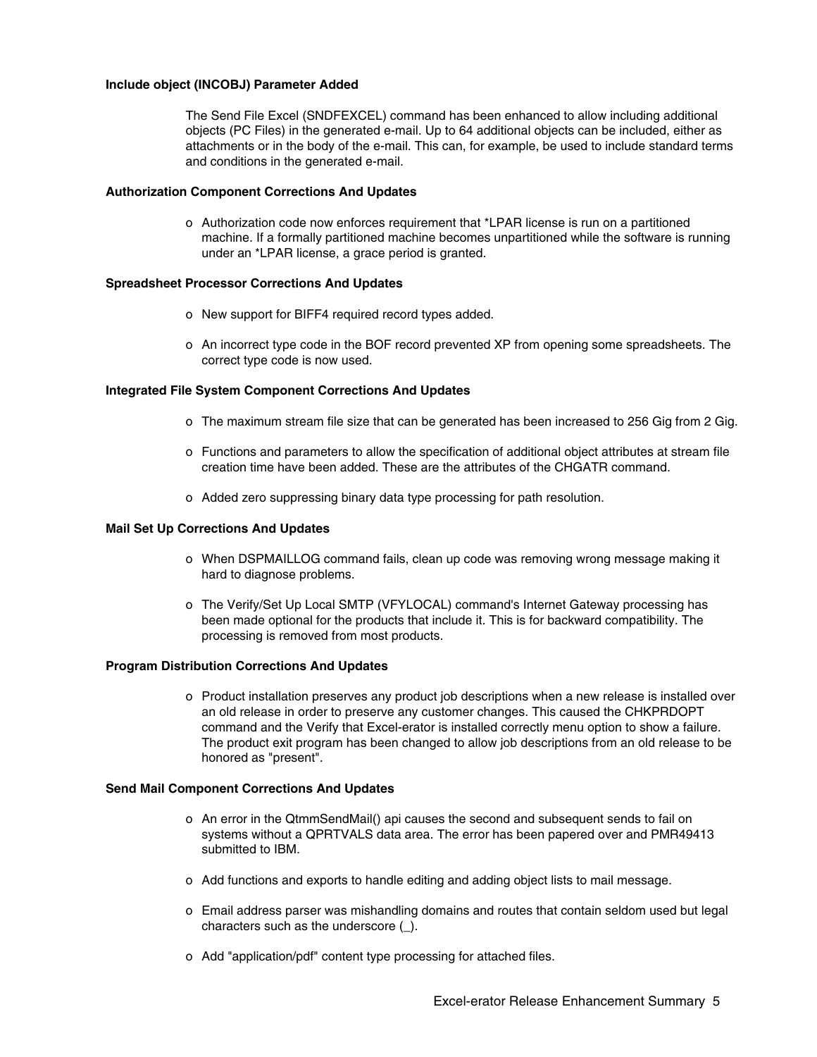**Include object (INCOBJ) Parameter Added**

The Send File Excel (SNDFEXCEL) command has been enhanced to allow including additional objects (PC Files) in the generated e-mail. Up to 64 additional objects can be included, either as attachments or in the body of the e-mail. This can, for example, be used to include standard terms and conditions in the generated e-mail.

**Authorization Component Corrections And Updates**

- Authorization code now enforces requirement that *LPAR license is run on a partitioned machine. If a formally partitioned machine becomes unpartitioned while the software is running under an *LPAR license, a grace period is granted.

**Spreadsheet Processor Corrections And Updates**

- New support for BIFF4 required record types added.
- An incorrect type code in the BOF record prevented XP from opening some spreadsheets. The correct type code is now used.

**Integrated File System Component Corrections And Updates**

- The maximum stream file size that can be generated has been increased to 256 Gig from 2 Gig.
- Functions and parameters to allow the specification of additional object attributes at stream file creation time have been added. These are the attributes of the CHGATR command.
- Added zero suppressing binary data type processing for path resolution.

**Mail Set Up Corrections And Updates**

- When DSPMAILLOG command fails, clean up code was removing wrong message making it hard to diagnose problems.
- The Verify/Set Up Local SMTP (VFYLOCAL) command's Internet Gateway processing has been made optional for the products that include it. This is for backward compatibility. The processing is removed from most products.

**Program Distribution Corrections And Updates**

- Product installation preserves any product job descriptions when a new release is installed over an old release in order to preserve any customer changes. This caused the CHKPRDOPT command and the Verify that Excel-erator is installed correctly menu option to show a failure. The product exit program has been changed to allow job descriptions from an old release to be honored as "present".

**Send Mail Component Corrections And Updates**

- An error in the QtmmSendMail() api causes the second and subsequent sends to fail on systems without a QPRTVALS data area. The error has been papered over and PMR49413 submitted to IBM.
- Add functions and exports to handle editing and adding object lists to mail message.
- Email address parser was mishandling domains and routes that contain seldom used but legal characters such as the underscore (_).
- Add "application/pdf" content type processing for attached files.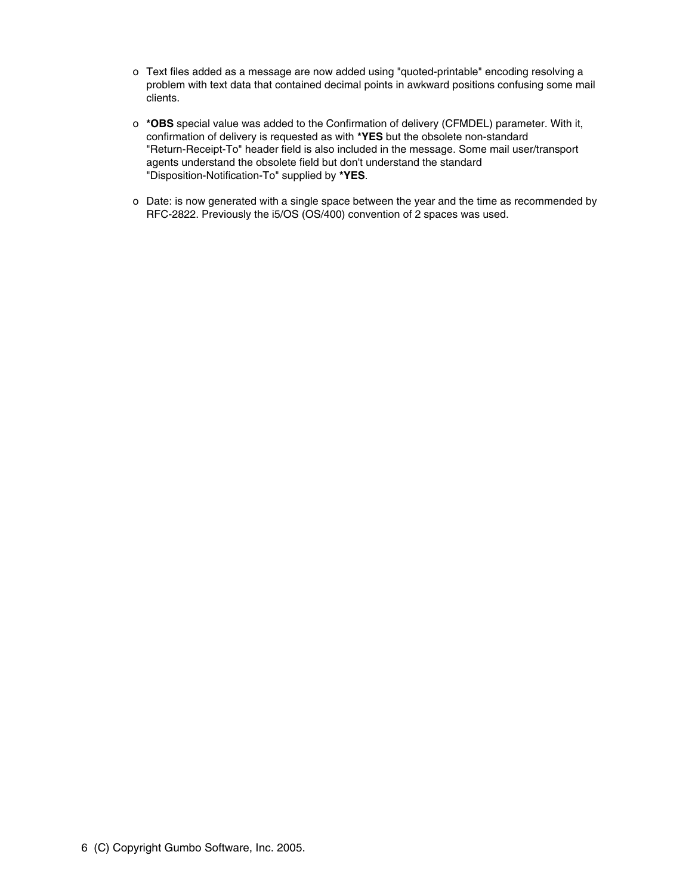- Text files added as a message are now added using "quoted-printable" encoding resolving a problem with text data that contained decimal points in awkward positions confusing some mail clients.

- **\*OBS** special value was added to the Confirmation of delivery (CFMDEL) parameter. With it, confirmation of delivery is requested as with **\*YES** but the obsolete non-standard "Return-Receipt-To" header field is also included in the message. Some mail user/transport agents understand the obsolete field but don't understand the standard "Disposition-Notification-To" supplied by **\*YES**.

- Date: is now generated with a single space between the year and the time as recommended by RFC-2822. Previously the i5/OS (OS/400) convention of 2 spaces was used.